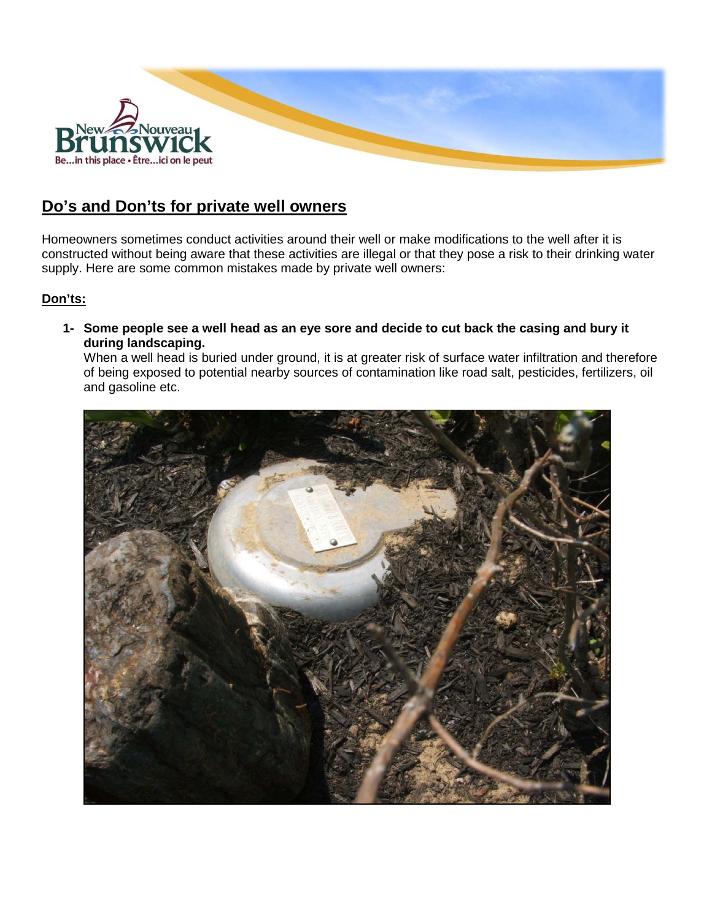## Do's and Don'ts for private well owners

Homeowners sometimes conduct activities around their well or make modifications to the well after it is constructed without being aware that these activities are illegal or that they pose a risk to their drinking water supply. Here are some common mistakes made by private well owners:

### Don'ts:

1- **Some people see a well head as an eye sore and decide to cut back the casing and bury it during landscaping.**
   When a well head is buried under ground, it is at greater risk of surface water infiltration and therefore of being exposed to potential nearby sources of contamination like road salt, pesticides, fertilizers, oil and gasoline etc.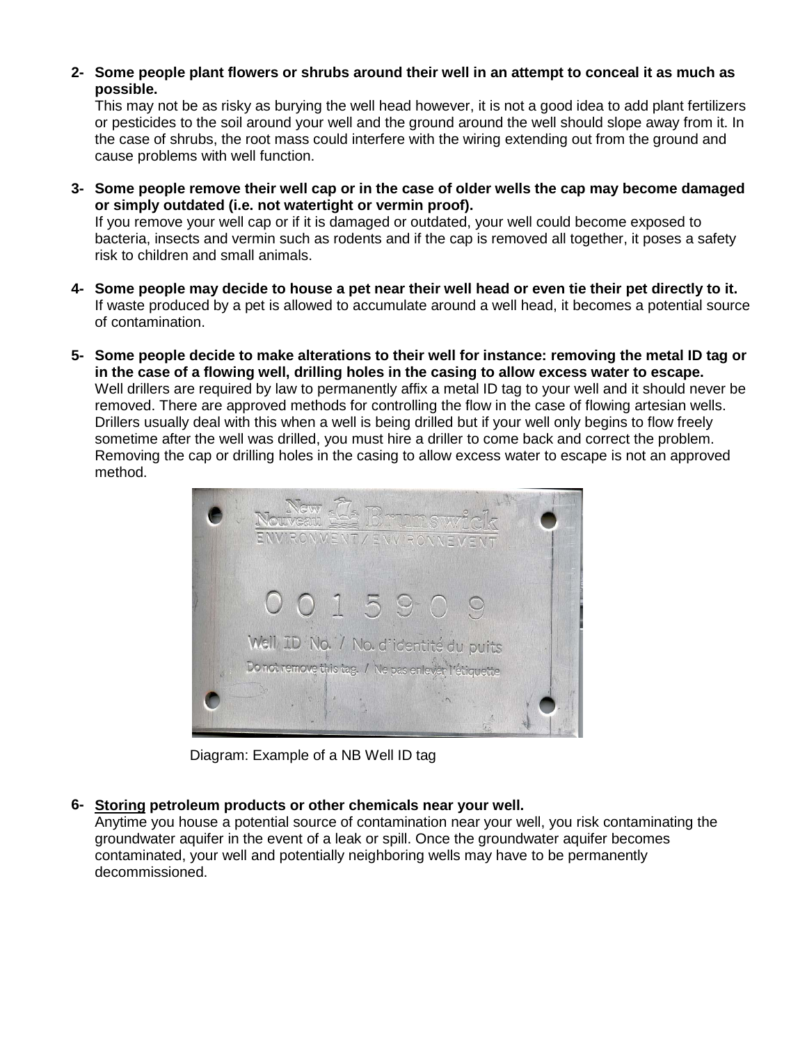**2- Some people plant flowers or shrubs around their well in an attempt to conceal it as much as possible.**

This may not be as risky as burying the well head however, it is not a good idea to add plant fertilizers or pesticides to the soil around your well and the ground around the well should slope away from it. In the case of shrubs, the root mass could interfere with the wiring extending out from the ground and cause problems with well function.

**3- Some people remove their well cap or in the case of older wells the cap may become damaged or simply outdated (i.e. not watertight or vermin proof).**

If you remove your well cap or if it is damaged or outdated, your well could become exposed to bacteria, insects and vermin such as rodents and if the cap is removed all together, it poses a safety risk to children and small animals.

**4- Some people may decide to house a pet near their well head or even tie their pet directly to it.**

If waste produced by a pet is allowed to accumulate around a well head, it becomes a potential source of contamination.

**5- Some people decide to make alterations to their well for instance: removing the metal ID tag or in the case of a flowing well, drilling holes in the casing to allow excess water to escape.**

Well drillers are required by law to permanently affix a metal ID tag to your well and it should never be removed. There are approved methods for controlling the flow in the case of flowing artesian wells. Drillers usually deal with this when a well is being drilled but if your well only begins to flow freely sometime after the well was drilled, you must hire a driller to come back and correct the problem. Removing the cap or drilling holes in the casing to allow excess water to escape is not an approved method.

Diagram: Example of a NB Well ID tag

**6- <u>Storing</u> petroleum products or other chemicals near your well.**

Anytime you house a potential source of contamination near your well, you risk contaminating the groundwater aquifer in the event of a leak or spill. Once the groundwater aquifer becomes contaminated, your well and potentially neighboring wells may have to be permanently decommissioned.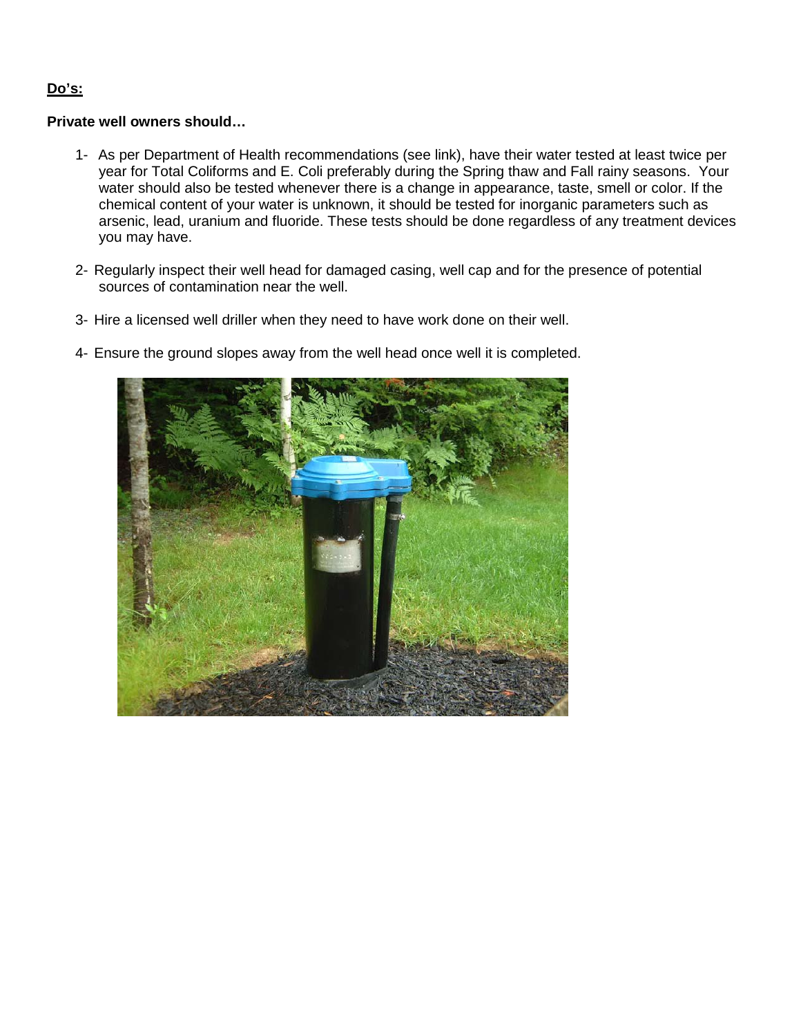**Do's:**

**Private well owners should…**

1- As per Department of Health recommendations (see link), have their water tested at least twice per year for Total Coliforms and E. Coli preferably during the Spring thaw and Fall rainy seasons. Your water should also be tested whenever there is a change in appearance, taste, smell or color. If the chemical content of your water is unknown, it should be tested for inorganic parameters such as arsenic, lead, uranium and fluoride. These tests should be done regardless of any treatment devices you may have.

2- Regularly inspect their well head for damaged casing, well cap and for the presence of potential sources of contamination near the well.

3- Hire a licensed well driller when they need to have work done on their well.

4- Ensure the ground slopes away from the well head once well it is completed.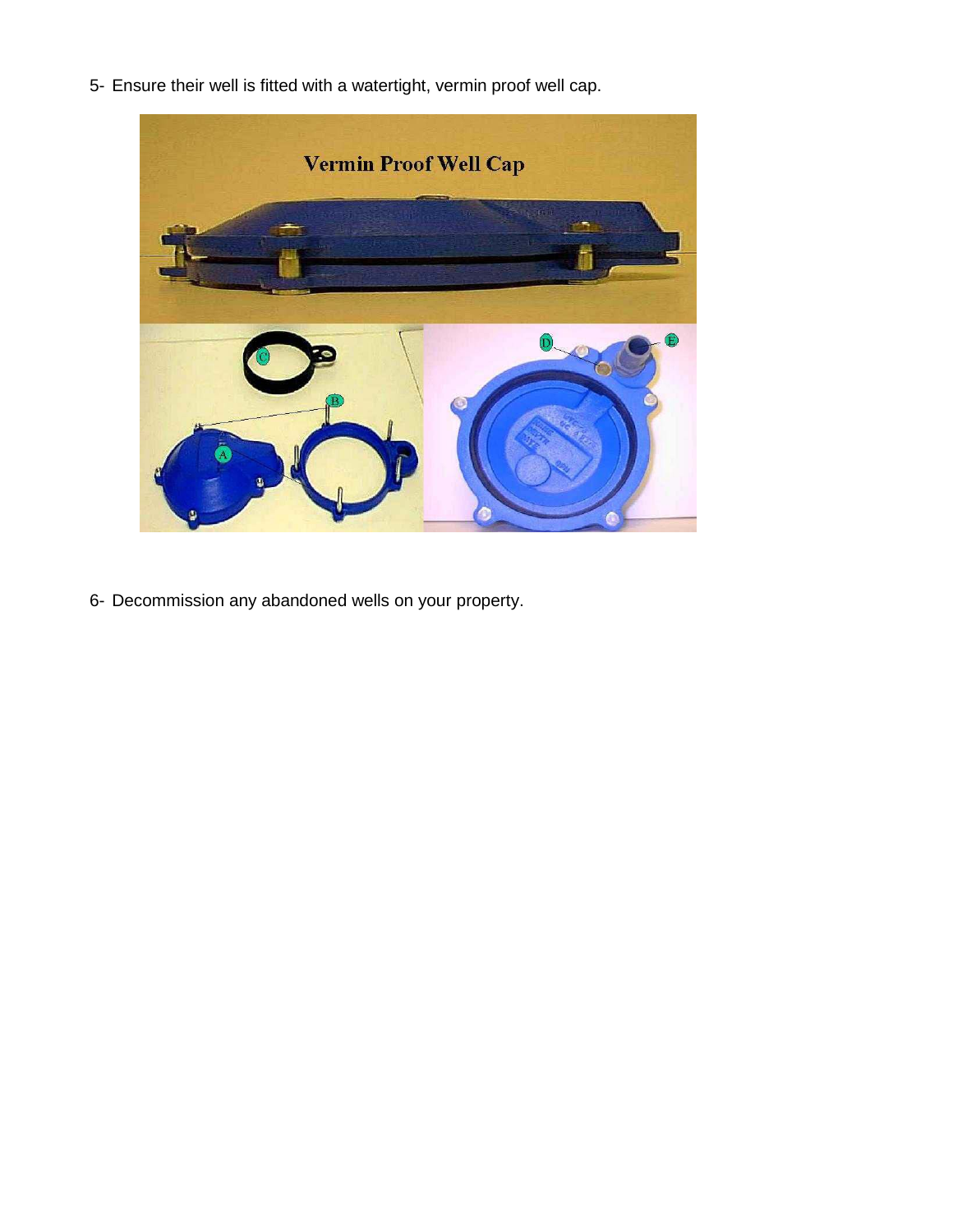5- Ensure their well is fitted with a watertight, vermin proof well cap.

6- Decommission any abandoned wells on your property.